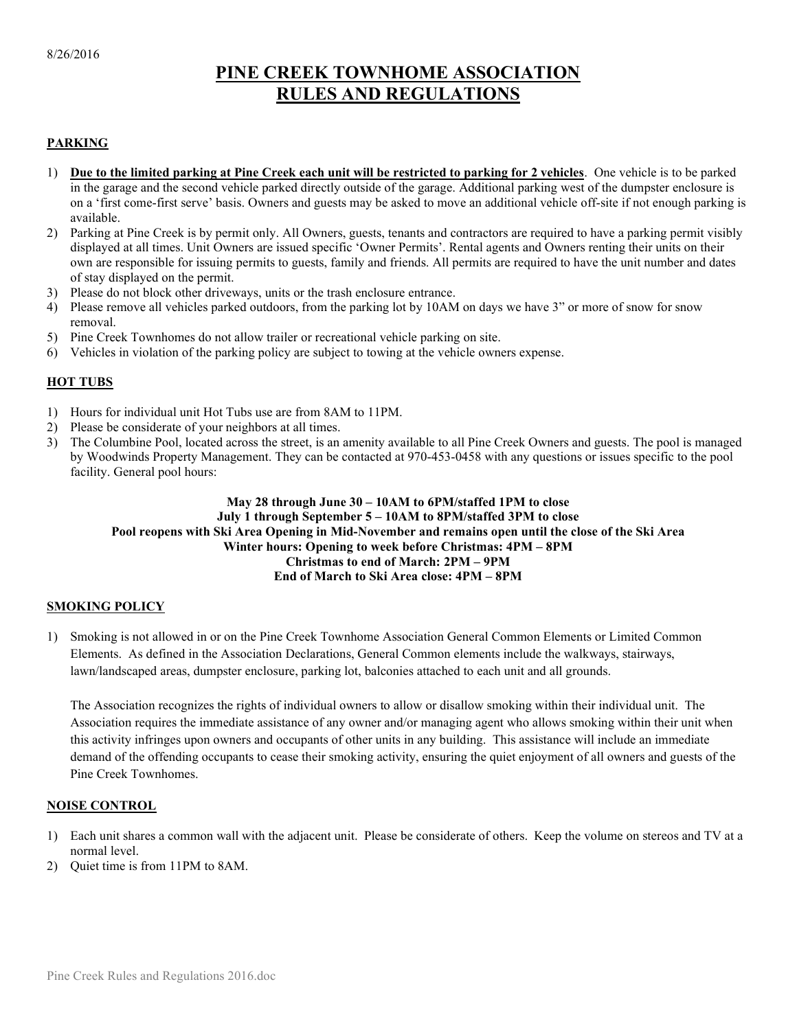8/26/2016

# PINE CREEK TOWNHOME ASSOCIATION RULES AND REGULATIONS

## PARKING

1) **Due to the limited parking at Pine Creek each unit will be restricted to parking for 2 vehicles**. One vehicle is to be parked in the garage and the second vehicle parked directly outside of the garage. Additional parking west of the dumpster enclosure is on a 'first come-first serve' basis. Owners and guests may be asked to move an additional vehicle off-site if not enough parking is available.
2) Parking at Pine Creek is by permit only. All Owners, guests, tenants and contractors are required to have a parking permit visibly displayed at all times. Unit Owners are issued specific 'Owner Permits'. Rental agents and Owners renting their units on their own are responsible for issuing permits to guests, family and friends. All permits are required to have the unit number and dates of stay displayed on the permit.
3) Please do not block other driveways, units or the trash enclosure entrance.
4) Please remove all vehicles parked outdoors, from the parking lot by 10AM on days we have 3" or more of snow for snow removal.
5) Pine Creek Townhomes do not allow trailer or recreational vehicle parking on site.
6) Vehicles in violation of the parking policy are subject to towing at the vehicle owners expense.

## HOT TUBS

1) Hours for individual unit Hot Tubs use are from 8AM to 11PM.
2) Please be considerate of your neighbors at all times.
3) The Columbine Pool, located across the street, is an amenity available to all Pine Creek Owners and guests. The pool is managed by Woodwinds Property Management. They can be contacted at 970-453-0458 with any questions or issues specific to the pool facility. General pool hours:

**May 28 through June 30 – 10AM to 6PM/staffed 1PM to close**
**July 1 through September 5 – 10AM to 8PM/staffed 3PM to close**
**Pool reopens with Ski Area Opening in Mid-November and remains open until the close of the Ski Area**
**Winter hours: Opening to week before Christmas: 4PM – 8PM**
**Christmas to end of March: 2PM – 9PM**
**End of March to Ski Area close: 4PM – 8PM**

## SMOKING POLICY

1) Smoking is not allowed in or on the Pine Creek Townhome Association General Common Elements or Limited Common Elements. As defined in the Association Declarations, General Common elements include the walkways, stairways, lawn/landscaped areas, dumpster enclosure, parking lot, balconies attached to each unit and all grounds.

   The Association recognizes the rights of individual owners to allow or disallow smoking within their individual unit. The Association requires the immediate assistance of any owner and/or managing agent who allows smoking within their unit when this activity infringes upon owners and occupants of other units in any building. This assistance will include an immediate demand of the offending occupants to cease their smoking activity, ensuring the quiet enjoyment of all owners and guests of the Pine Creek Townhomes.

## NOISE CONTROL

1) Each unit shares a common wall with the adjacent unit. Please be considerate of others. Keep the volume on stereos and TV at a normal level.
2) Quiet time is from 11PM to 8AM.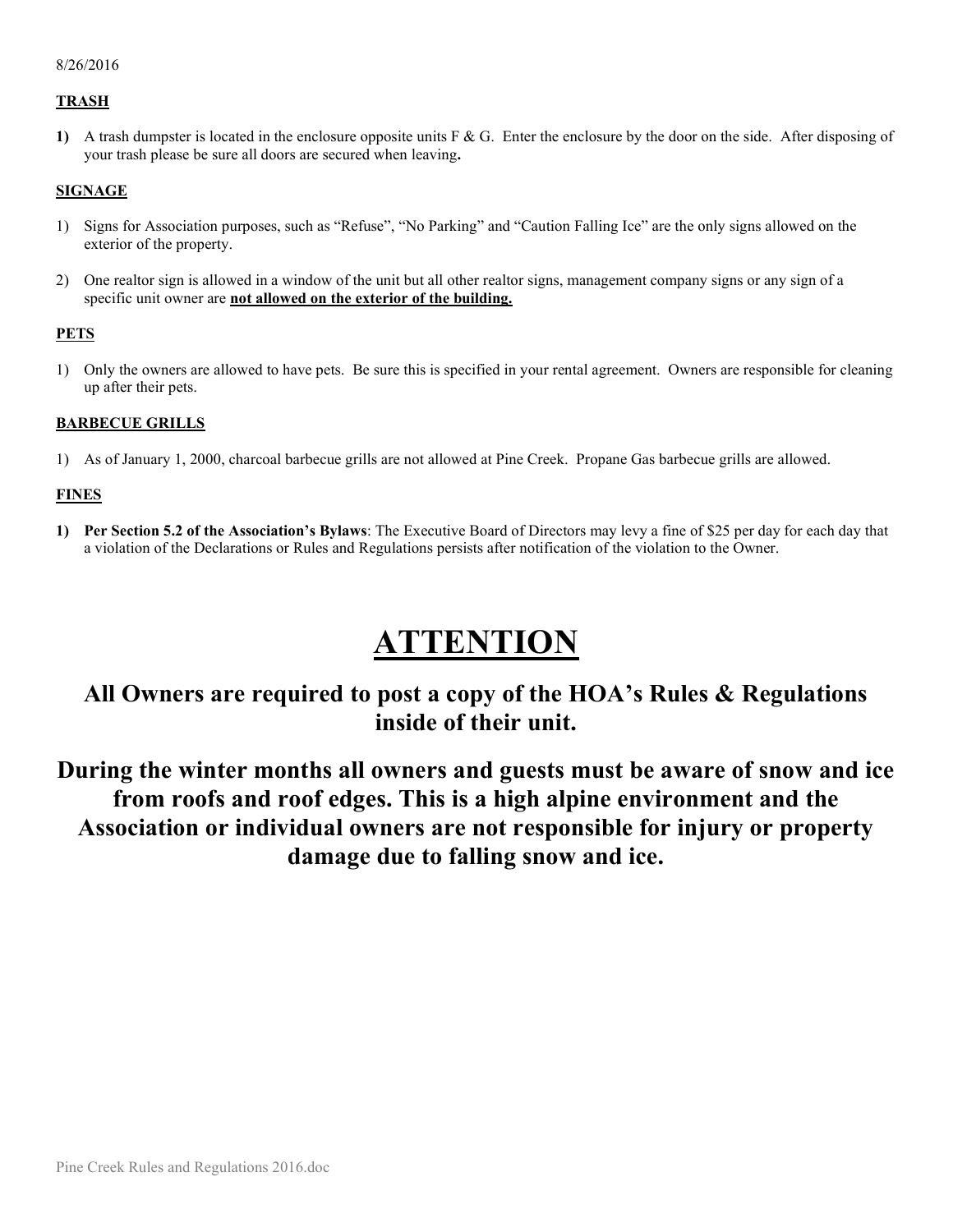8/26/2016

**TRASH**

**1)** A trash dumpster is located in the enclosure opposite units F & G. Enter the enclosure by the door on the side. After disposing of your trash please be sure all doors are secured when leaving**.**

**SIGNAGE**

1) Signs for Association purposes, such as "Refuse", "No Parking" and "Caution Falling Ice" are the only signs allowed on the exterior of the property.

2) One realtor sign is allowed in a window of the unit but all other realtor signs, management company signs or any sign of a specific unit owner are **not allowed on the exterior of the building.**

**PETS**

1) Only the owners are allowed to have pets. Be sure this is specified in your rental agreement. Owners are responsible for cleaning up after their pets.

**BARBECUE GRILLS**

1) As of January 1, 2000, charcoal barbecue grills are not allowed at Pine Creek. Propane Gas barbecue grills are allowed.

**FINES**

**1) Per Section 5.2 of the Association's Bylaws**: The Executive Board of Directors may levy a fine of $25 per day for each day that a violation of the Declarations or Rules and Regulations persists after notification of the violation to the Owner.

# ATTENTION

## All Owners are required to post a copy of the HOA's Rules & Regulations inside of their unit.

## During the winter months all owners and guests must be aware of snow and ice from roofs and roof edges. This is a high alpine environment and the Association or individual owners are not responsible for injury or property damage due to falling snow and ice.